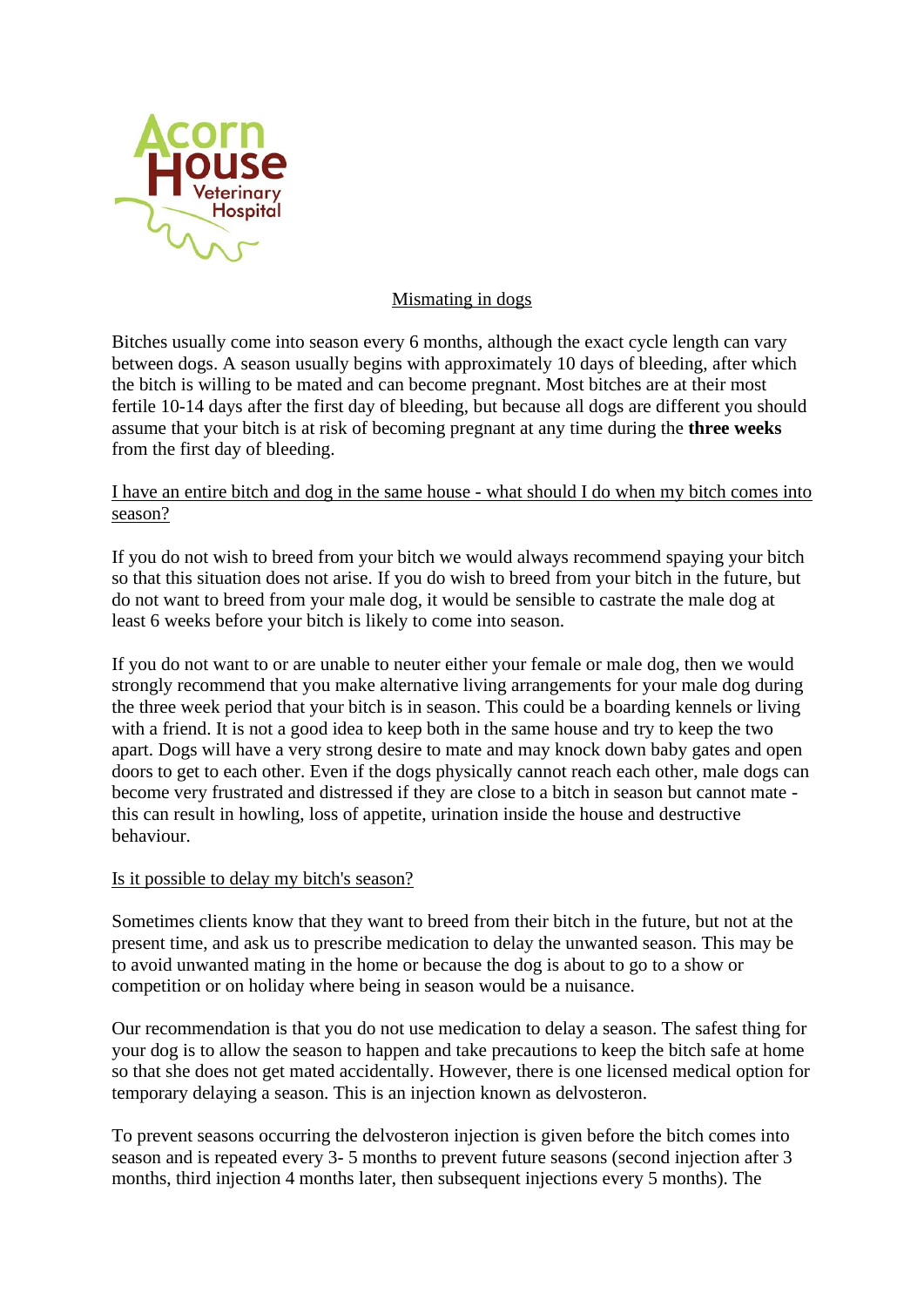# Mismating in dogs

Bitches usually come into season every 6 months, although the exact cycle length can vary between dogs. A season usually begins with approximately 10 days of bleeding, after which the bitch is willing to be mated and can become pregnant. Most bitches are at their most fertile 10-14 days after the first day of bleeding, but because all dogs are different you should assume that your bitch is at risk of becoming pregnant at any time during the **three weeks** from the first day of bleeding.

## I have an entire bitch and dog in the same house - what should I do when my bitch comes into season?

If you do not wish to breed from your bitch we would always recommend spaying your bitch so that this situation does not arise. If you do wish to breed from your bitch in the future, but do not want to breed from your male dog, it would be sensible to castrate the male dog at least 6 weeks before your bitch is likely to come into season.

If you do not want to or are unable to neuter either your female or male dog, then we would strongly recommend that you make alternative living arrangements for your male dog during the three week period that your bitch is in season. This could be a boarding kennels or living with a friend. It is not a good idea to keep both in the same house and try to keep the two apart. Dogs will have a very strong desire to mate and may knock down baby gates and open doors to get to each other. Even if the dogs physically cannot reach each other, male dogs can become very frustrated and distressed if they are close to a bitch in season but cannot mate - this can result in howling, loss of appetite, urination inside the house and destructive behaviour.

## Is it possible to delay my bitch's season?

Sometimes clients know that they want to breed from their bitch in the future, but not at the present time, and ask us to prescribe medication to delay the unwanted season. This may be to avoid unwanted mating in the home or because the dog is about to go to a show or competition or on holiday where being in season would be a nuisance.

Our recommendation is that you do not use medication to delay a season. The safest thing for your dog is to allow the season to happen and take precautions to keep the bitch safe at home so that she does not get mated accidentally. However, there is one licensed medical option for temporary delaying a season. This is an injection known as delvosteron.

To prevent seasons occurring the delvosteron injection is given before the bitch comes into season and is repeated every 3- 5 months to prevent future seasons (second injection after 3 months, third injection 4 months later, then subsequent injections every 5 months). The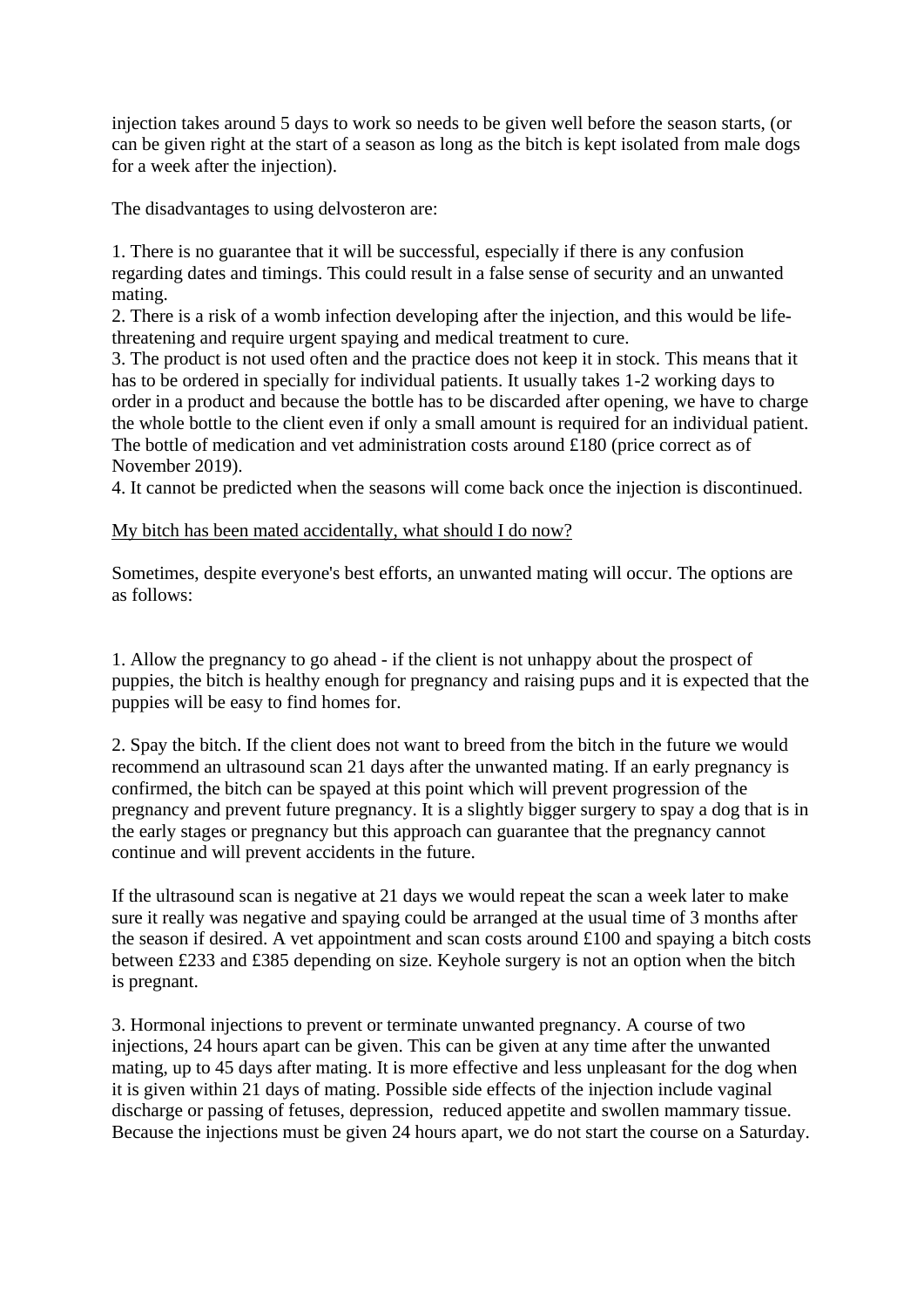injection takes around 5 days to work so needs to be given well before the season starts, (or can be given right at the start of a season as long as the bitch is kept isolated from male dogs for a week after the injection).

The disadvantages to using delvosteron are:

1. There is no guarantee that it will be successful, especially if there is any confusion regarding dates and timings. This could result in a false sense of security and an unwanted mating.
2. There is a risk of a womb infection developing after the injection, and this would be life-threatening and require urgent spaying and medical treatment to cure.
3. The product is not used often and the practice does not keep it in stock. This means that it has to be ordered in specially for individual patients. It usually takes 1-2 working days to order in a product and because the bottle has to be discarded after opening, we have to charge the whole bottle to the client even if only a small amount is required for an individual patient. The bottle of medication and vet administration costs around £180 (price correct as of November 2019).
4. It cannot be predicted when the seasons will come back once the injection is discontinued.

<u>My bitch has been mated accidentally, what should I do now?</u>

Sometimes, despite everyone's best efforts, an unwanted mating will occur. The options are as follows:

1. Allow the pregnancy to go ahead - if the client is not unhappy about the prospect of puppies, the bitch is healthy enough for pregnancy and raising pups and it is expected that the puppies will be easy to find homes for.

2. Spay the bitch. If the client does not want to breed from the bitch in the future we would recommend an ultrasound scan 21 days after the unwanted mating. If an early pregnancy is confirmed, the bitch can be spayed at this point which will prevent progression of the pregnancy and prevent future pregnancy. It is a slightly bigger surgery to spay a dog that is in the early stages or pregnancy but this approach can guarantee that the pregnancy cannot continue and will prevent accidents in the future.

If the ultrasound scan is negative at 21 days we would repeat the scan a week later to make sure it really was negative and spaying could be arranged at the usual time of 3 months after the season if desired. A vet appointment and scan costs around £100 and spaying a bitch costs between £233 and £385 depending on size. Keyhole surgery is not an option when the bitch is pregnant.

3. Hormonal injections to prevent or terminate unwanted pregnancy. A course of two injections, 24 hours apart can be given. This can be given at any time after the unwanted mating, up to 45 days after mating. It is more effective and less unpleasant for the dog when it is given within 21 days of mating. Possible side effects of the injection include vaginal discharge or passing of fetuses, depression, reduced appetite and swollen mammary tissue. Because the injections must be given 24 hours apart, we do not start the course on a Saturday.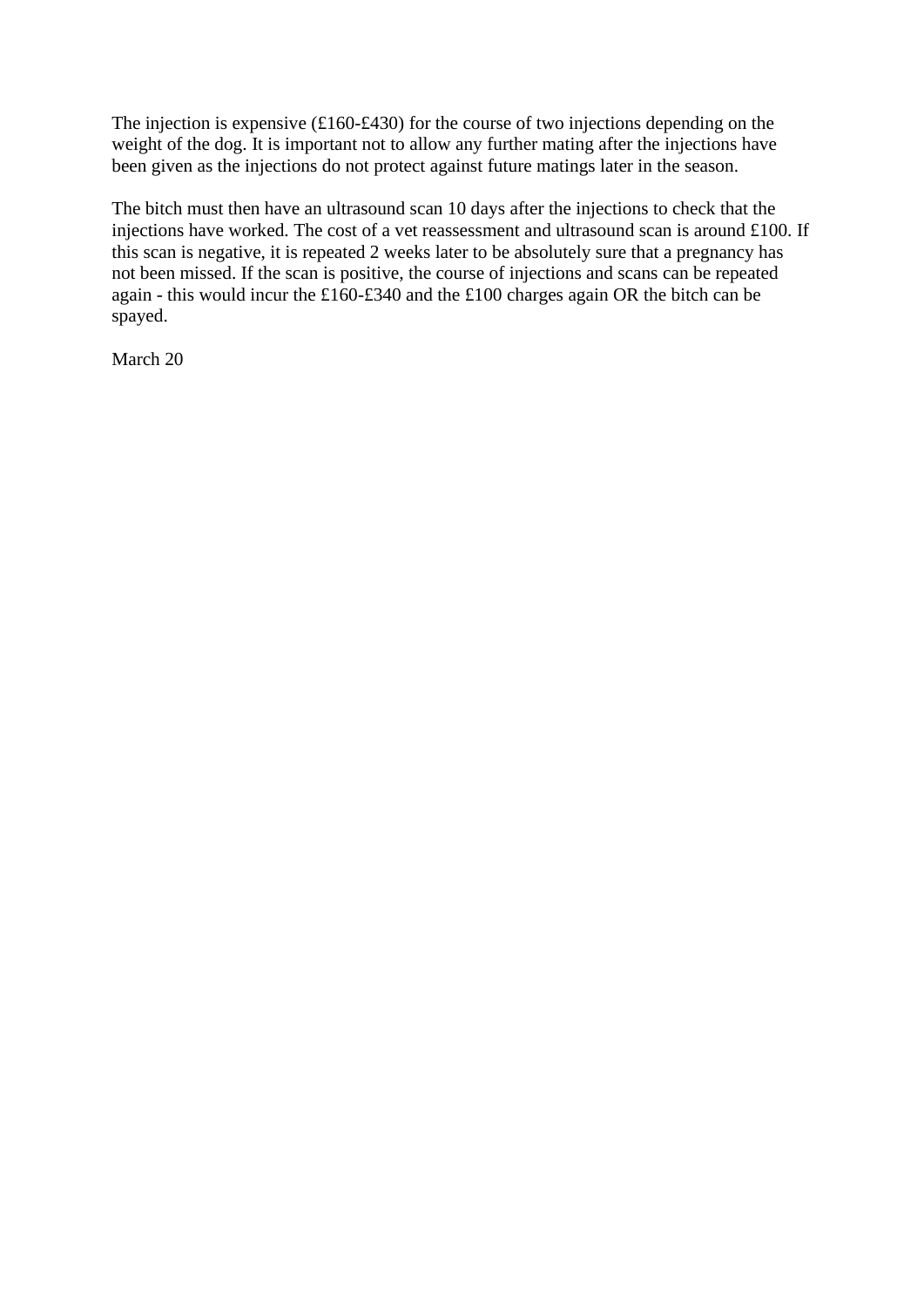The injection is expensive (£160-£430) for the course of two injections depending on the weight of the dog. It is important not to allow any further mating after the injections have been given as the injections do not protect against future matings later in the season.

The bitch must then have an ultrasound scan 10 days after the injections to check that the injections have worked. The cost of a vet reassessment and ultrasound scan is around £100. If this scan is negative, it is repeated 2 weeks later to be absolutely sure that a pregnancy has not been missed. If the scan is positive, the course of injections and scans can be repeated again - this would incur the £160-£340 and the £100 charges again OR the bitch can be spayed.

March 20